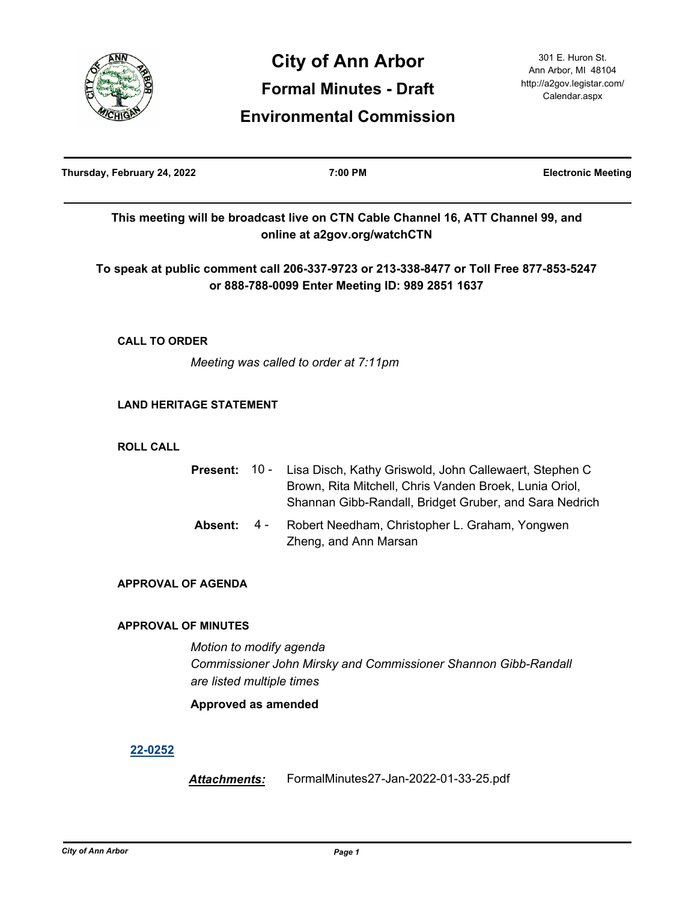# City of Ann Arbor

## Formal Minutes - Draft

## Environmental Commission

301 E. Huron St.
Ann Arbor, MI 48104
http://a2gov.legistar.com/Calendar.aspx

**Thursday, February 24, 2022** | **7:00 PM** | **Electronic Meeting**

**This meeting will be broadcast live on CTN Cable Channel 16, ATT Channel 99, and online at a2gov.org/watchCTN**

**To speak at public comment call 206-337-9723 or 213-338-8477 or Toll Free 877-853-5247 or 888-788-0099 Enter Meeting ID: 989 2851 1637**

### CALL TO ORDER

*Meeting was called to order at 7:11pm*

### LAND HERITAGE STATEMENT

### ROLL CALL

**Present:** 10 - Lisa Disch, Kathy Griswold, John Callewaert, Stephen C Brown, Rita Mitchell, Chris Vanden Broek, Lunia Oriol, Shannan Gibb-Randall, Bridget Gruber, and Sara Nedrich

**Absent:** 4 - Robert Needham, Christopher L. Graham, Yongwen Zheng, and Ann Marsan

### APPROVAL OF AGENDA

### APPROVAL OF MINUTES

*Motion to modify agenda*
*Commissioner John Mirsky and Commissioner Shannon Gibb-Randall are listed multiple times*

**Approved as amended**

**22-0252**

***Attachments:*** FormalMinutes27-Jan-2022-01-33-25.pdf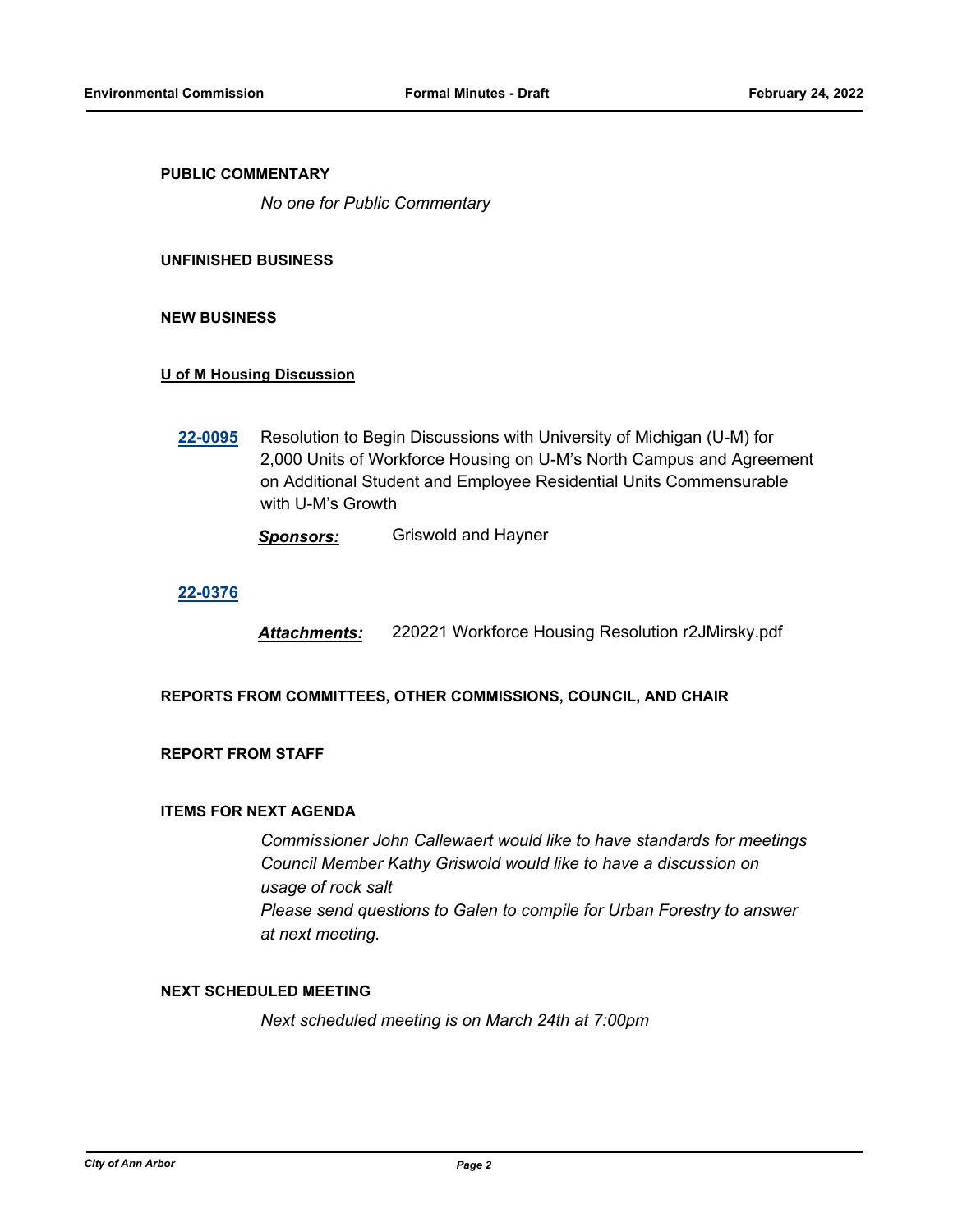## PUBLIC COMMENTARY

*No one for Public Commentary*

## UNFINISHED BUSINESS

## NEW BUSINESS

### U of M Housing Discussion

**22-0095** Resolution to Begin Discussions with University of Michigan (U-M) for 2,000 Units of Workforce Housing on U-M's North Campus and Agreement on Additional Student and Employee Residential Units Commensurable with U-M's Growth

***Sponsors:*** Griswold and Hayner

**22-0376**

***Attachments:*** 220221 Workforce Housing Resolution r2JMirsky.pdf

## REPORTS FROM COMMITTEES, OTHER COMMISSIONS, COUNCIL, AND CHAIR

## REPORT FROM STAFF

## ITEMS FOR NEXT AGENDA

*Commissioner John Callewaert would like to have standards for meetings*
*Council Member Kathy Griswold would like to have a discussion on usage of rock salt*
*Please send questions to Galen to compile for Urban Forestry to answer at next meeting.*

## NEXT SCHEDULED MEETING

*Next scheduled meeting is on March 24th at 7:00pm*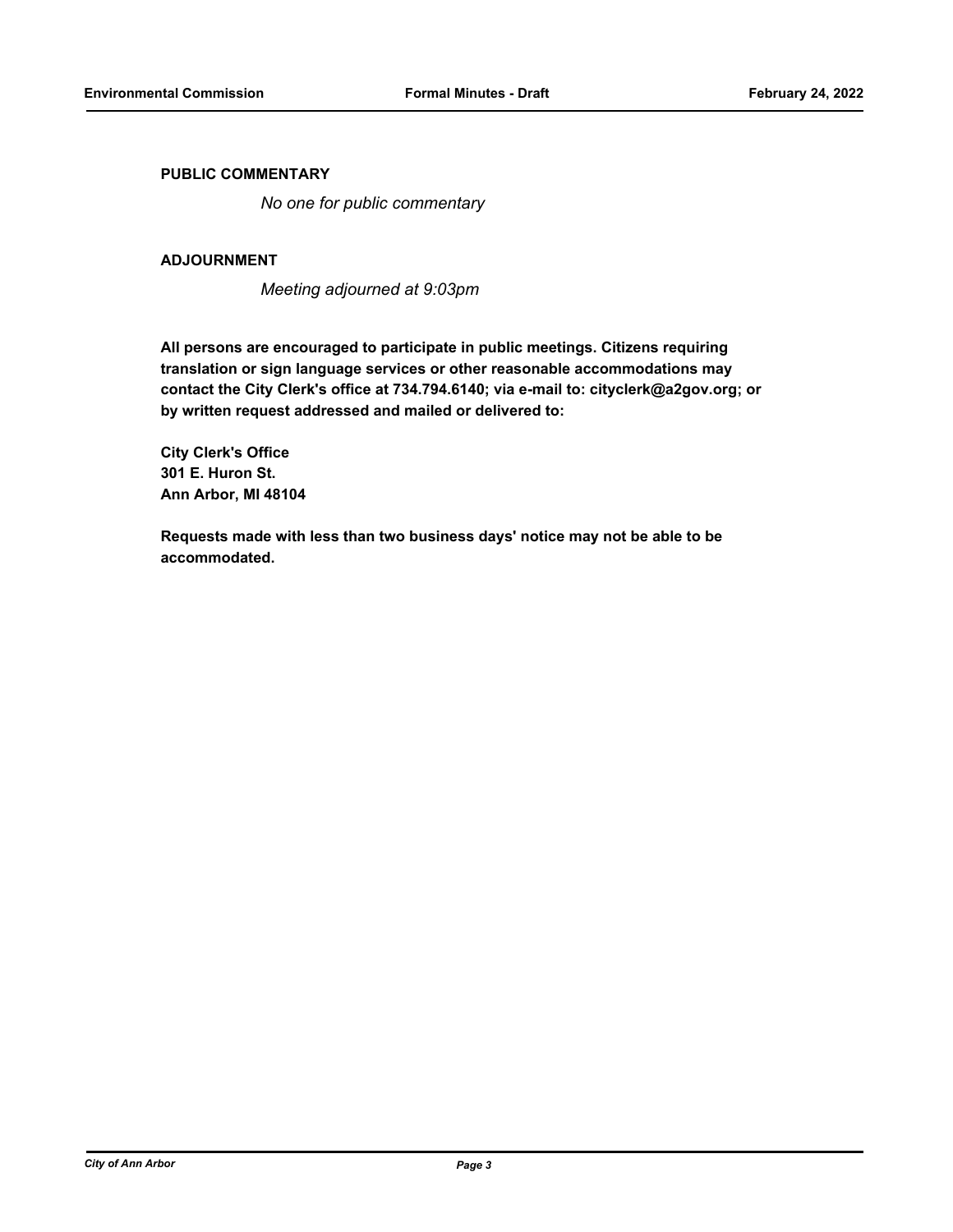**PUBLIC COMMENTARY**

*No one for public commentary*

**ADJOURNMENT**

*Meeting adjourned at 9:03pm*

**All persons are encouraged to participate in public meetings. Citizens requiring translation or sign language services or other reasonable accommodations may contact the City Clerk's office at 734.794.6140; via e-mail to: cityclerk@a2gov.org; or by written request addressed and mailed or delivered to:**

**City Clerk's Office**
**301 E. Huron St.**
**Ann Arbor, MI 48104**

**Requests made with less than two business days' notice may not be able to be accommodated.**